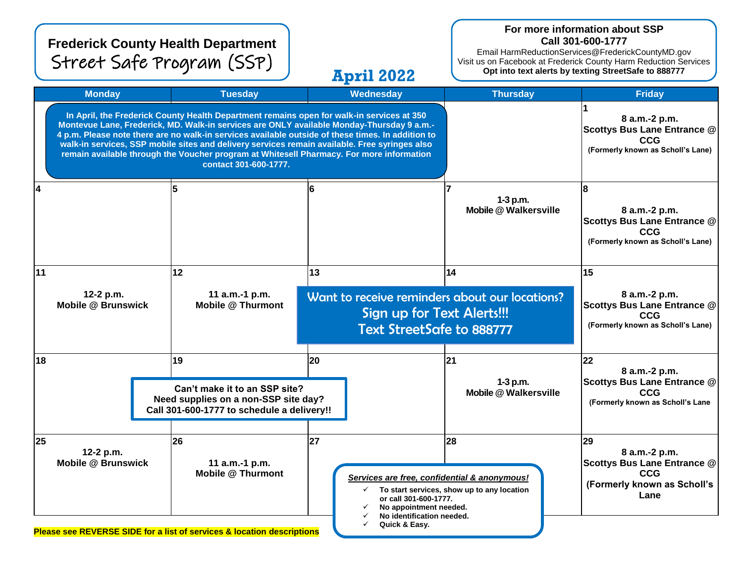# Frederick County Health Department

## Street Safe Program (SSP)

**For more information about SSP**
**Call 301-600-1777**
Email HarmReductionServices@FrederickCountyMD.gov
Visit us on Facebook at Frederick County Harm Reduction Services
**Opt into text alerts by texting StreetSafe to 888777**

## April 2022

**In April, the Frederick County Health Department remains open for walk-in services at 350 Montevue Lane, Frederick, MD. Walk-in services are ONLY available Monday-Thursday 9 a.m.-4 p.m. Please note there are no walk-in services available outside of these times. In addition to walk-in services, SSP mobile sites and delivery services remain available. Free syringes also remain available through the Voucher program at Whitesell Pharmacy. For more information contact 301-600-1777.**

| Monday | Tuesday | Wednesday | Thursday | Friday |
|---|---|---|---|---|
| | | | | **1** 8 a.m.-2 p.m. Scottys Bus Lane Entrance @ CCG (Formerly known as Scholl's Lane) |
| **4** | **5** | **6** | **7** 1-3 p.m. Mobile @ Walkersville | **8** 8 a.m.-2 p.m. Scottys Bus Lane Entrance @ CCG (Formerly known as Scholl's Lane) |
| **11** 12-2 p.m. Mobile @ Brunswick | **12** 11 a.m.-1 p.m. Mobile @ Thurmont | **13** | **14** | **15** 8 a.m.-2 p.m. Scottys Bus Lane Entrance @ CCG (Formerly known as Scholl's Lane) |
| **18** | **19** | **20** | **21** 1-3 p.m. Mobile @ Walkersville | **22** 8 a.m.-2 p.m. Scottys Bus Lane Entrance @ CCG (Formerly known as Scholl's Lane |
| **25** 12-2 p.m. Mobile @ Brunswick | **26** 11 a.m.-1 p.m. Mobile @ Thurmont | **27** | **28** | **29** 8 a.m.-2 p.m. Scottys Bus Lane Entrance @ CCG (Formerly known as Scholl's Lane |

Want to receive reminders about our locations?
Sign up for Text Alerts!!!
Text StreetSafe to 888777

**Can't make it to an SSP site?**
**Need supplies on a non-SSP site day?**
**Call 301-600-1777 to schedule a delivery!!**

***Services are free, confidential & anonymous!***

- ✓ To start services, show up to any location or call 301-600-1777.
- ✓ No appointment needed.
- ✓ No identification needed.
- ✓ Quick & Easy.

**Please see REVERSE SIDE for a list of services & location descriptions**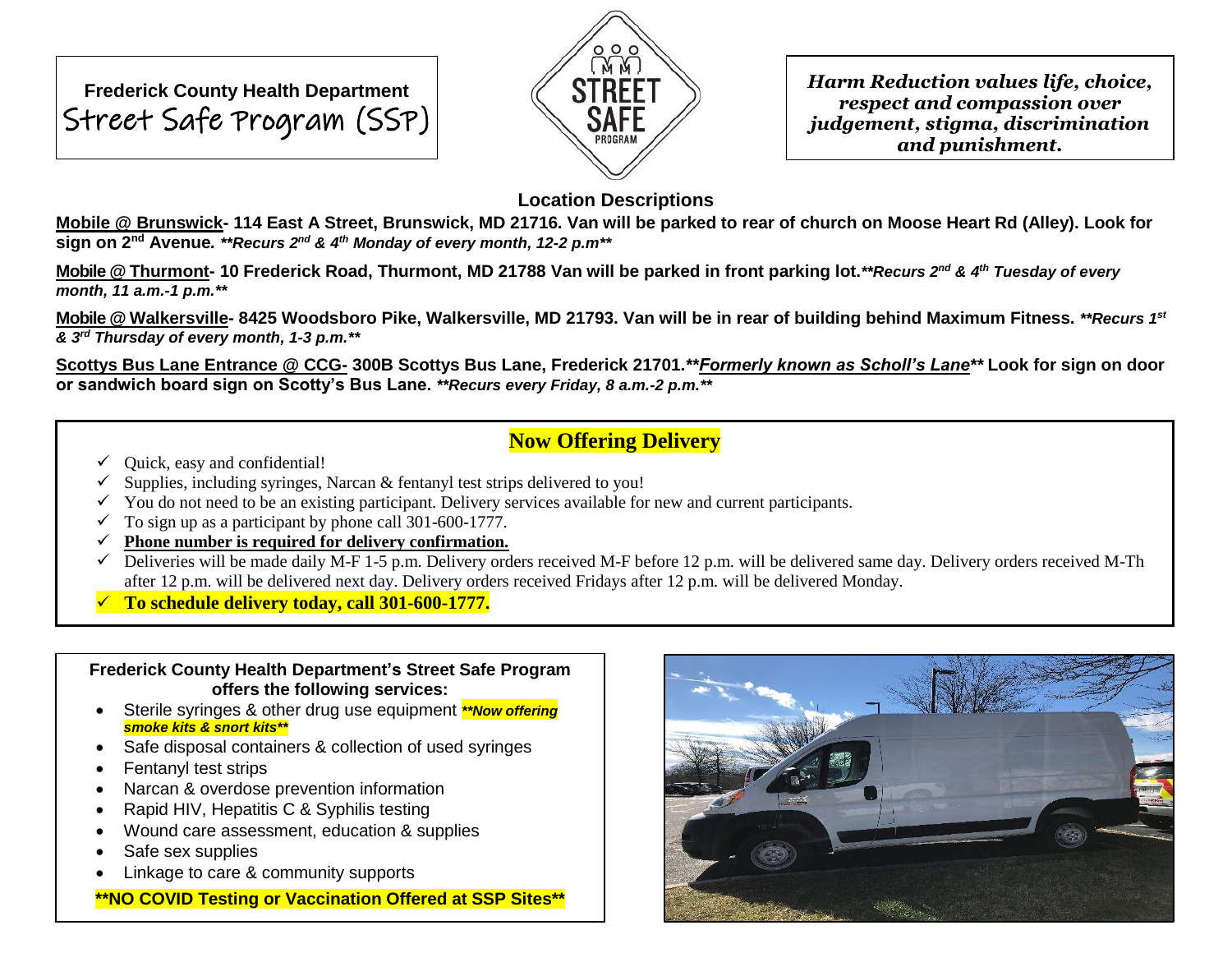**Frederick County Health Department**
# Street Safe Program (SSP)

STREET SAFE PROGRAM

*Harm Reduction values life, choice, respect and compassion over judgement, stigma, discrimination and punishment.*

## Location Descriptions

**Mobile @ Brunswick- 114 East A Street, Brunswick, MD 21716. Van will be parked to rear of church on Moose Heart Rd (Alley). Look for sign on 2nd Avenue.** ***\*\*Recurs 2nd & 4th Monday of every month, 12-2 p.m\*\****

**Mobile @ Thurmont- 10 Frederick Road, Thurmont, MD 21788 Van will be parked in front parking lot.*****\*\*Recurs 2nd & 4th Tuesday of every month, 11 a.m.-1 p.m.\*\****

**Mobile @ Walkersville- 8425 Woodsboro Pike, Walkersville, MD 21793. Van will be in rear of building behind Maximum Fitness.** ***\*\*Recurs 1st & 3rd Thursday of every month, 1-3 p.m.\*\****

**Scottys Bus Lane Entrance @ CCG- 300B Scottys Bus Lane, Frederick 21701.\*\****Formerly known as Scholl's Lane*****\*\* Look for sign on door or sandwich board sign on Scotty's Bus Lane.** ***\*\*Recurs every Friday, 8 a.m.-2 p.m.\*\****

## Now Offering Delivery

- ✓ Quick, easy and confidential!
- ✓ Supplies, including syringes, Narcan & fentanyl test strips delivered to you!
- ✓ You do not need to be an existing participant. Delivery services available for new and current participants.
- ✓ To sign up as a participant by phone call 301-600-1777.
- ✓ **Phone number is required for delivery confirmation.**
- ✓ Deliveries will be made daily M-F 1-5 p.m. Delivery orders received M-F before 12 p.m. will be delivered same day. Delivery orders received M-Th after 12 p.m. will be delivered next day. Delivery orders received Fridays after 12 p.m. will be delivered Monday.
- ✓ **To schedule delivery today, call 301-600-1777.**

**Frederick County Health Department's Street Safe Program offers the following services:**

- Sterile syringes & other drug use equipment ***\*\*Now offering smoke kits & snort kits\*\****
- Safe disposal containers & collection of used syringes
- Fentanyl test strips
- Narcan & overdose prevention information
- Rapid HIV, Hepatitis C & Syphilis testing
- Wound care assessment, education & supplies
- Safe sex supplies
- Linkage to care & community supports

**\*\*NO COVID Testing or Vaccination Offered at SSP Sites\*\***